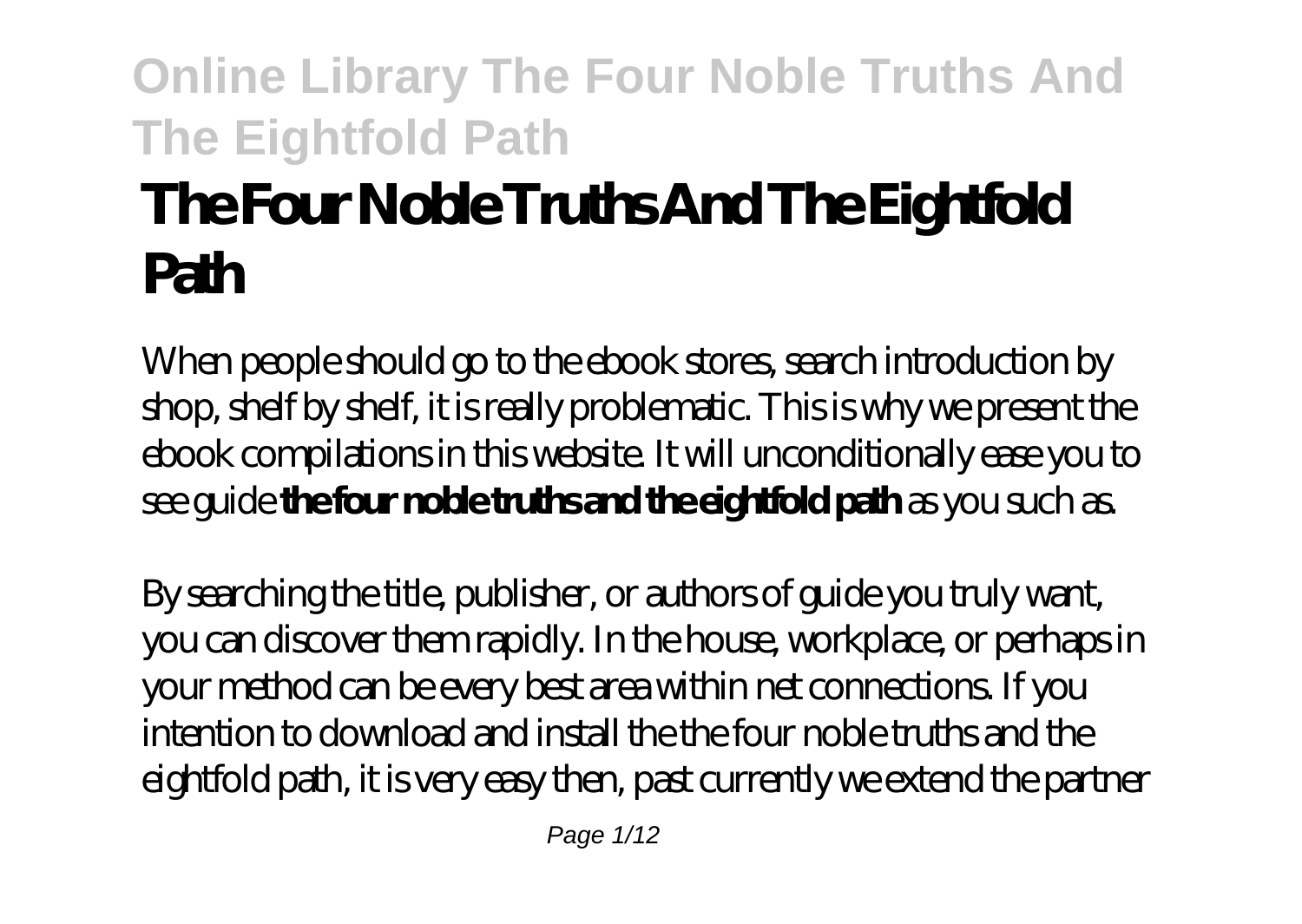# The Four Noble Truths And The Eightfold Path

When people should go to the ebook stores, search introduction by shop, shelf by shelf, it is really problematic. This is why we present the ebook compilations in this website. It will unconditionally ease you to see guide **the four noble truths and the eightfold path** as you such as.

By searching the title, publisher, or authors of guide you truly want, you can discover them rapidly. In the house, workplace, or perhaps in your method can be every best area within net connections. If you intention to download and install the the four noble truths and the eightfold path, it is very easy then, past currently we extend the partner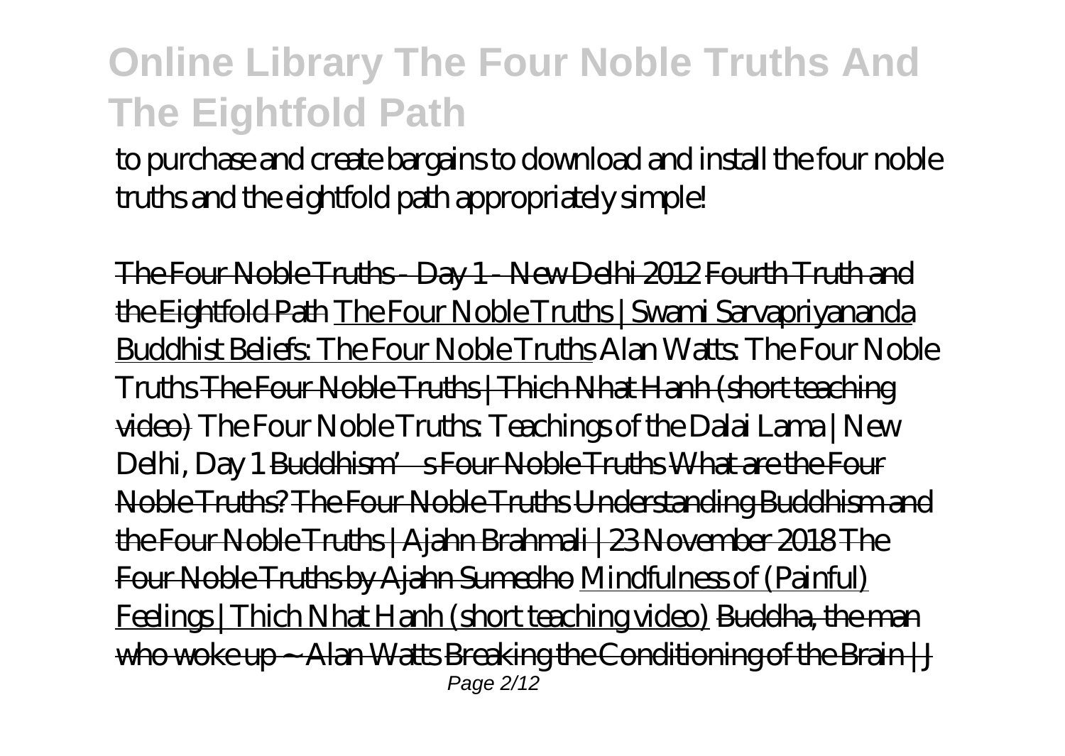to purchase and create bargains to download and install the four noble truths and the eightfold path appropriately simple!

~~The Four Noble Truths - Day 1 - New Delhi 2012~~ ~~Fourth Truth and the Eightfold Path~~ The Four Noble Truths | Swami Sarvapriyananda Buddhist Beliefs: The Four Noble Truths *Alan Watts: The Four Noble Truths* ~~The Four Noble Truths | Thich Nhat Hanh (short teaching video)~~ *The Four Noble Truths: Teachings of the Dalai Lama | New Delhi, Day 1* ~~Buddhism's Four Noble Truths~~ ~~What are the Four Noble Truths?~~ ~~The Four Noble Truths~~ ~~Understanding Buddhism and the Four Noble Truths | Ajahn Brahmali | 23 November 2018~~ ~~The Four Noble Truths by Ajahn Sumedho~~ Mindfulness of (Painful) Feelings | Thich Nhat Hanh (short teaching video) ~~Buddha, the man who woke up ~ Alan Watts~~ ~~Breaking the Conditioning of the Brain | J~~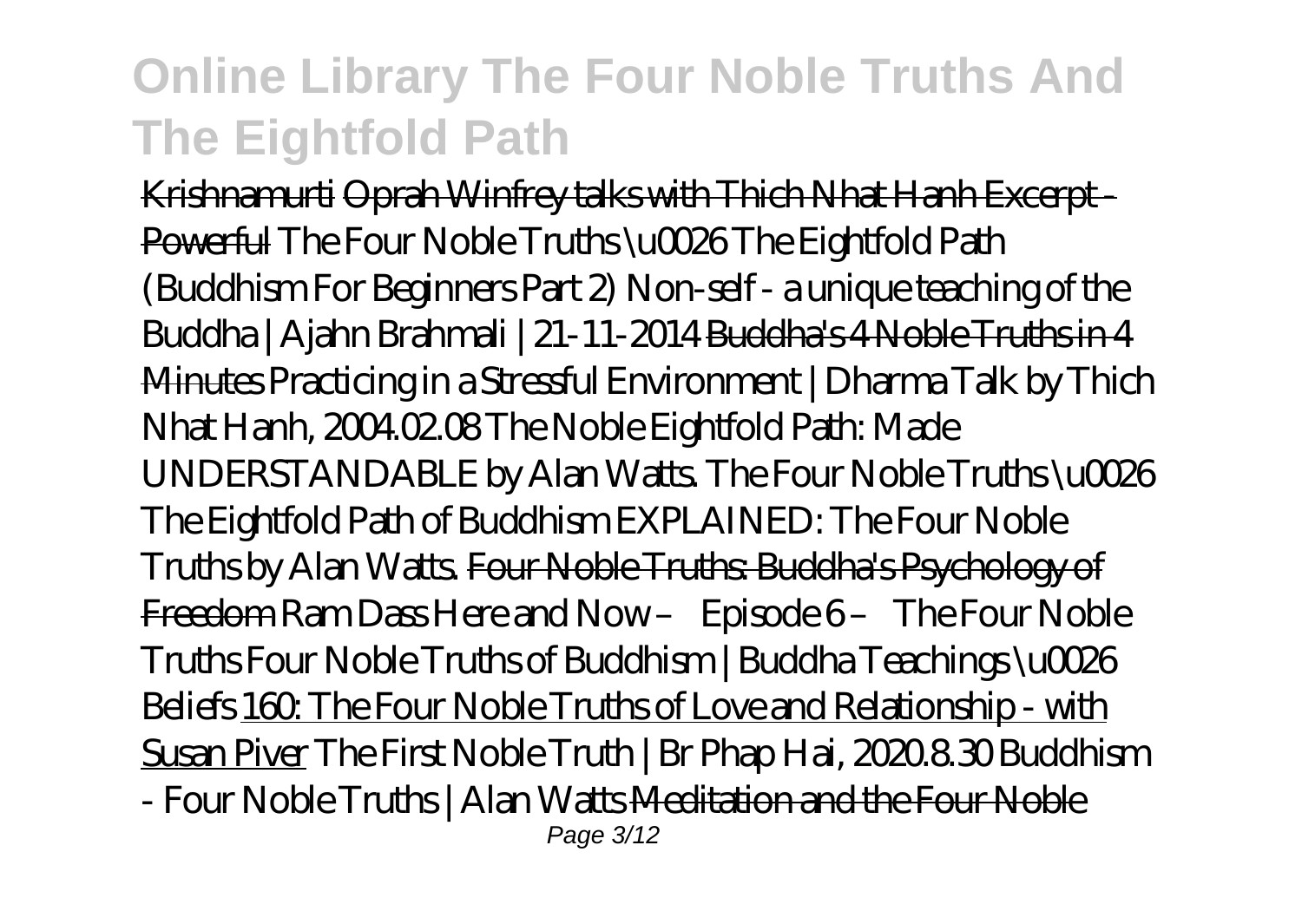Krishnamurti ~~Oprah Winfrey talks with Thich Nhat Hanh Excerpt - Powerful~~ *The Four Noble Truths \u0026 The Eightfold Path (Buddhism For Beginners Part 2)* *Non-self - a unique teaching of the Buddha | Ajahn Brahmali | 21-11-2014* ~~Buddha's 4 Noble Truths in 4 Minutes~~ *Practicing in a Stressful Environment | Dharma Talk by Thich Nhat Hanh, 2004.02.08* *The Noble Eightfold Path: Made UNDERSTANDABLE by Alan Watts.* *The Four Noble Truths \u0026 The Eightfold Path of Buddhism* *EXPLAINED: The Four Noble Truths by Alan Watts.* ~~Four Noble Truths: Buddha's Psychology of Freedom~~ *Ram Dass Here and Now – Episode 6 – The Four Noble Truths* *Four Noble Truths of Buddhism | Buddha Teachings \u0026 Beliefs* 160: The Four Noble Truths of Love and Relationship - with Susan Piver *The First Noble Truth | Br Phap Hai, 2020.8.30* *Buddhism - Four Noble Truths | Alan Watts* ~~Meditation and the Four Noble~~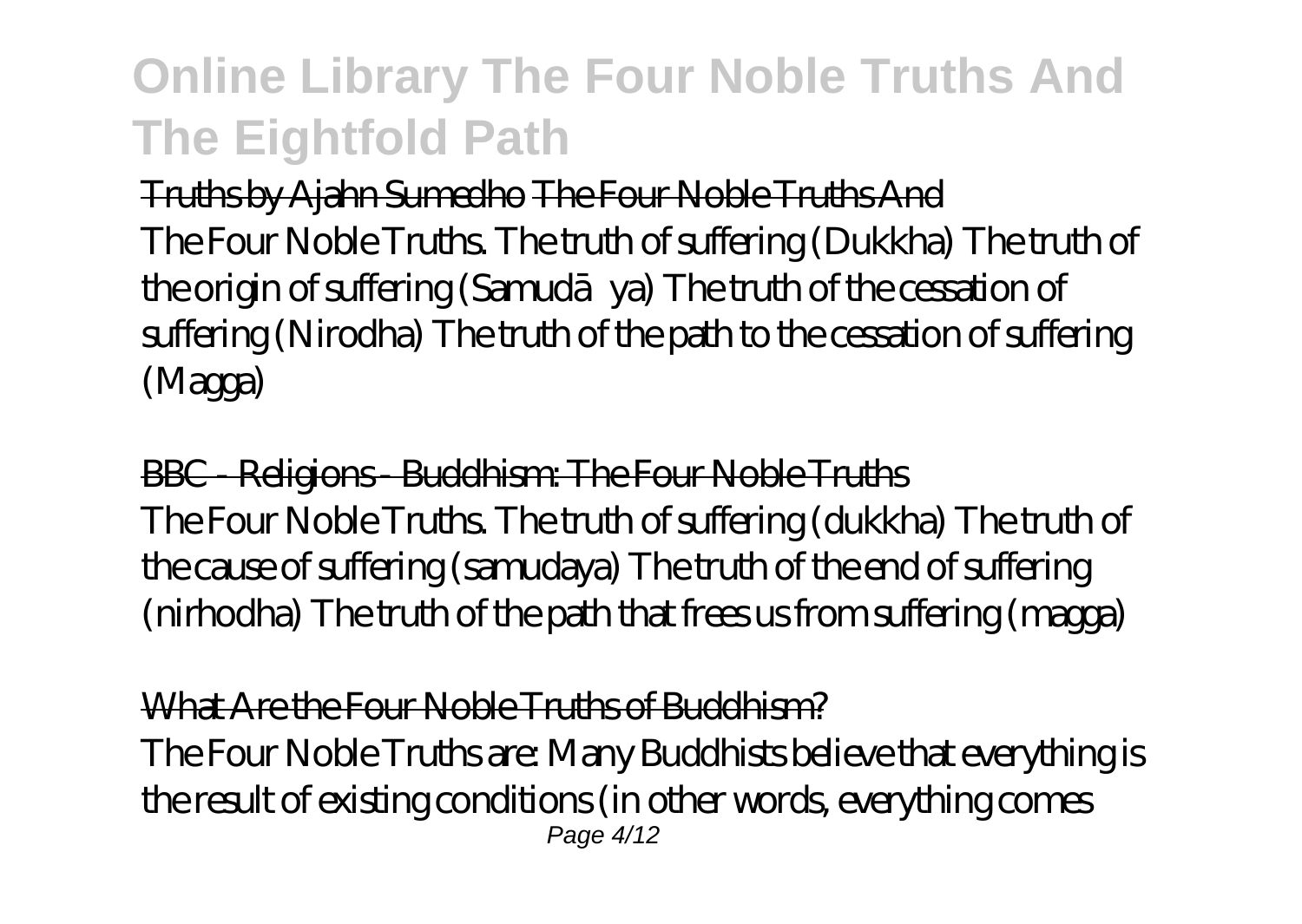~~Truths by Ajahn Sumedho The Four Noble Truths And~~

The Four Noble Truths. The truth of suffering (Dukkha) The truth of the origin of suffering (Samudāya) The truth of the cessation of suffering (Nirodha) The truth of the path to the cessation of suffering (Magga)

~~BBC - Religions - Buddhism: The Four Noble Truths~~

The Four Noble Truths. The truth of suffering (dukkha) The truth of the cause of suffering (samudaya) The truth of the end of suffering (nirhodha) The truth of the path that frees us from suffering (magga)

~~What Are the Four Noble Truths of Buddhism?~~

The Four Noble Truths are: Many Buddhists believe that everything is the result of existing conditions (in other words, everything comes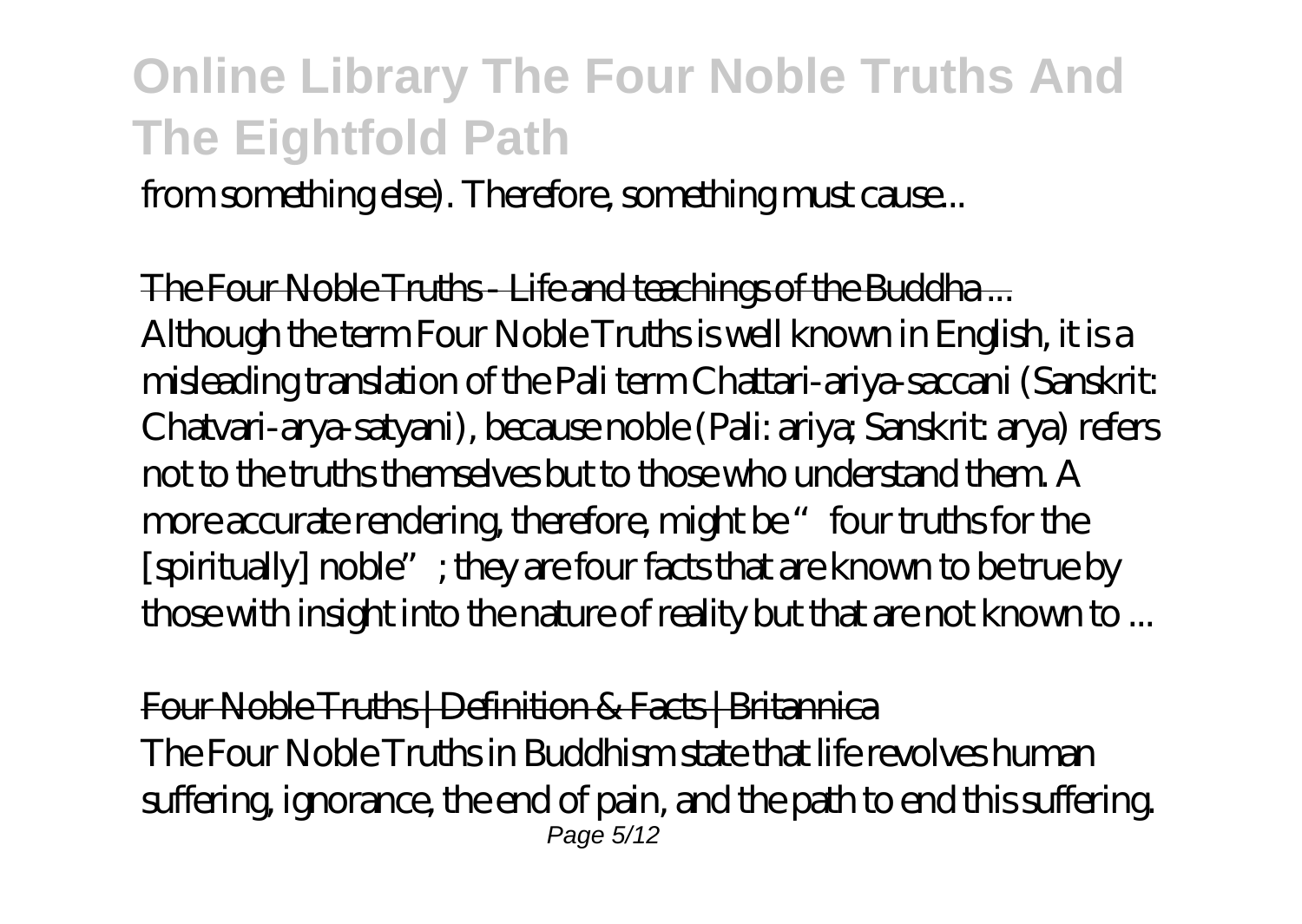from something else). Therefore, something must cause...

The Four Noble Truths - Life and teachings of the Buddha ...

Although the term Four Noble Truths is well known in English, it is a misleading translation of the Pali term Chattari-ariya-saccani (Sanskrit: Chatvari-arya-satyani), because noble (Pali: ariya; Sanskrit: arya) refers not to the truths themselves but to those who understand them. A more accurate rendering, therefore, might be "four truths for the [spiritually] noble"; they are four facts that are known to be true by those with insight into the nature of reality but that are not known to ...

Four Noble Truths | Definition & Facts | Britannica

The Four Noble Truths in Buddhism state that life revolves human suffering, ignorance, the end of pain, and the path to end this suffering.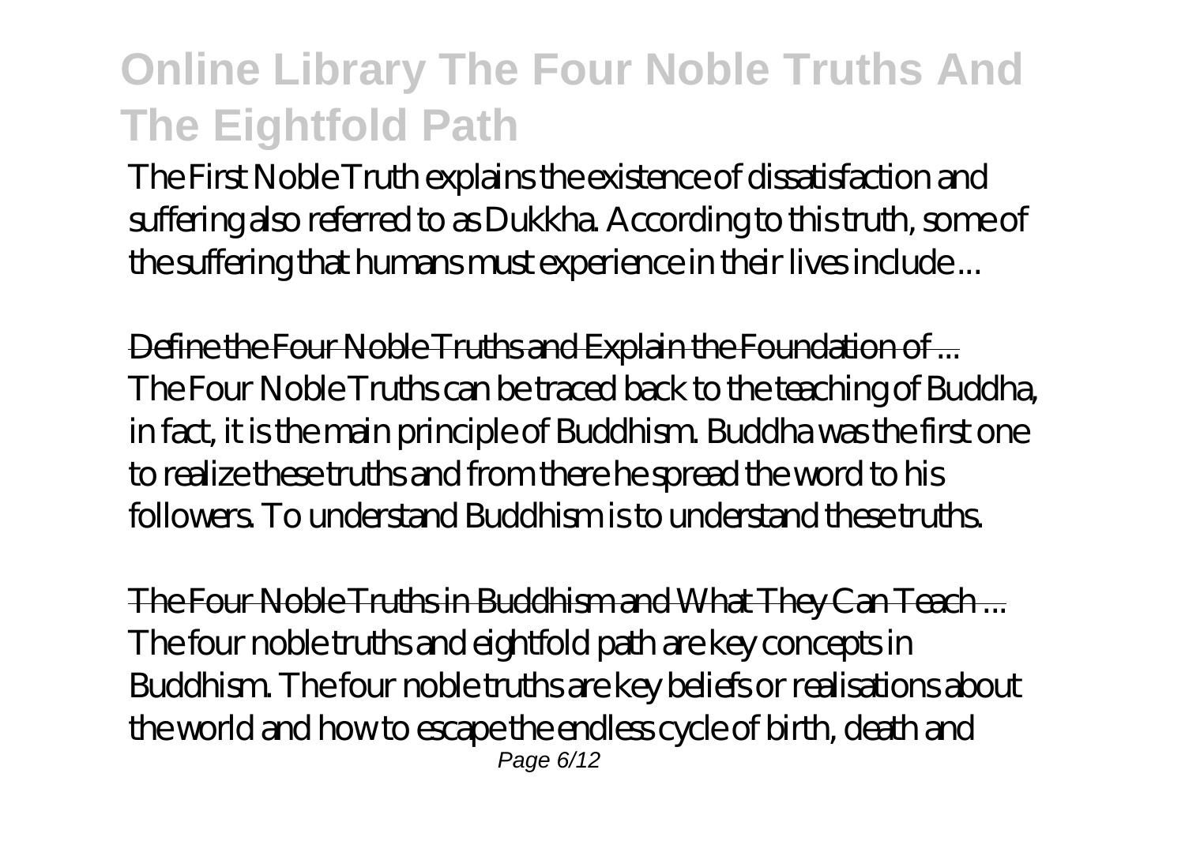The First Noble Truth explains the existence of dissatisfaction and suffering also referred to as Dukkha. According to this truth, some of the suffering that humans must experience in their lives include ...

Define the Four Noble Truths and Explain the Foundation of ...

The Four Noble Truths can be traced back to the teaching of Buddha, in fact, it is the main principle of Buddhism. Buddha was the first one to realize these truths and from there he spread the word to his followers. To understand Buddhism is to understand these truths.

The Four Noble Truths in Buddhism and What They Can Teach ...

The four noble truths and eightfold path are key concepts in Buddhism. The four noble truths are key beliefs or realisations about the world and how to escape the endless cycle of birth, death and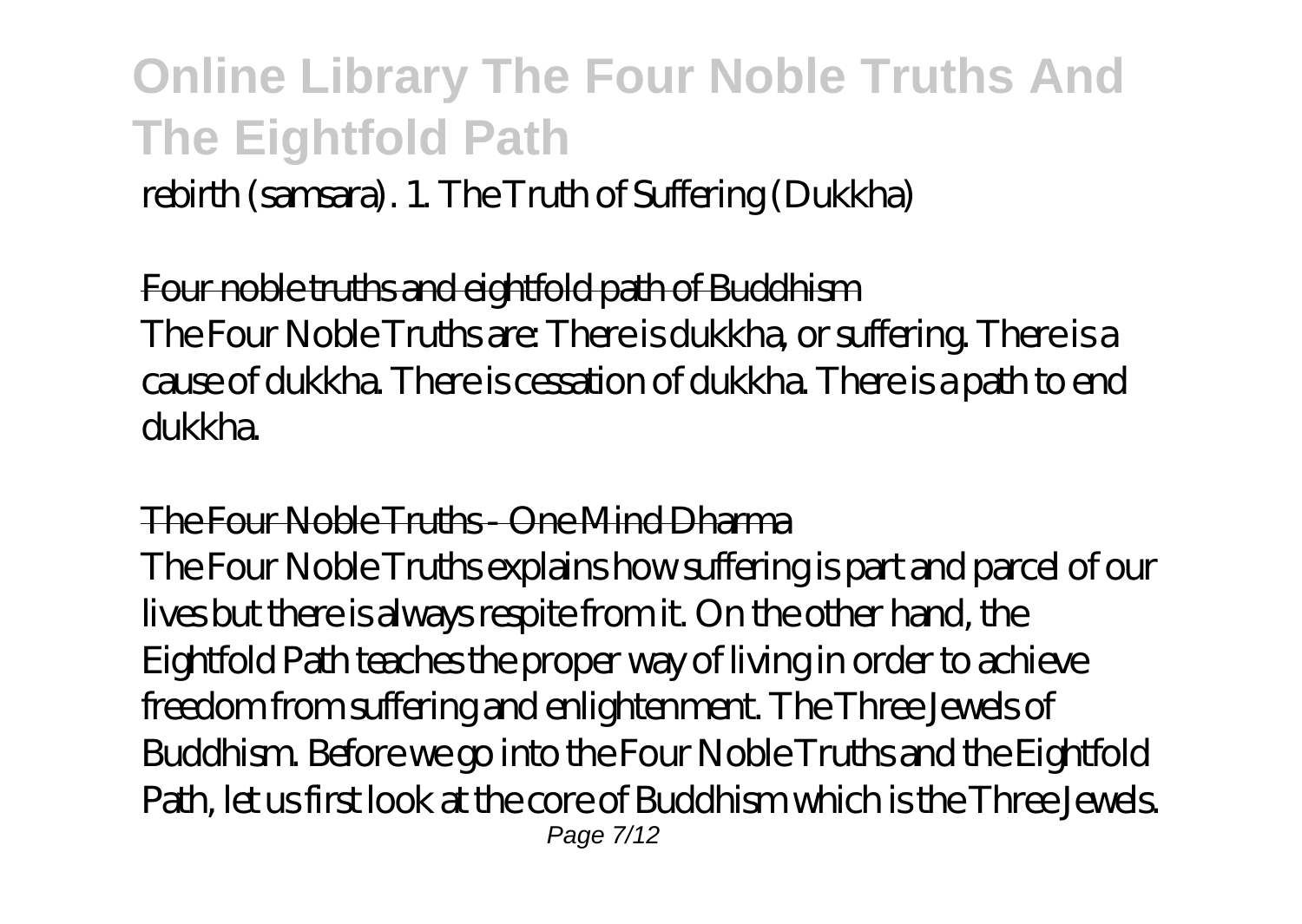rebirth (samsara). 1. The Truth of Suffering (Dukkha)

Four noble truths and eightfold path of Buddhism

The Four Noble Truths are: There is dukkha, or suffering. There is a cause of dukkha. There is cessation of dukkha. There is a path to end dukkha.

The Four Noble Truths - One Mind Dharma

The Four Noble Truths explains how suffering is part and parcel of our lives but there is always respite from it. On the other hand, the Eightfold Path teaches the proper way of living in order to achieve freedom from suffering and enlightenment. The Three Jewels of Buddhism. Before we go into the Four Noble Truths and the Eightfold Path, let us first look at the core of Buddhism which is the Three Jewels.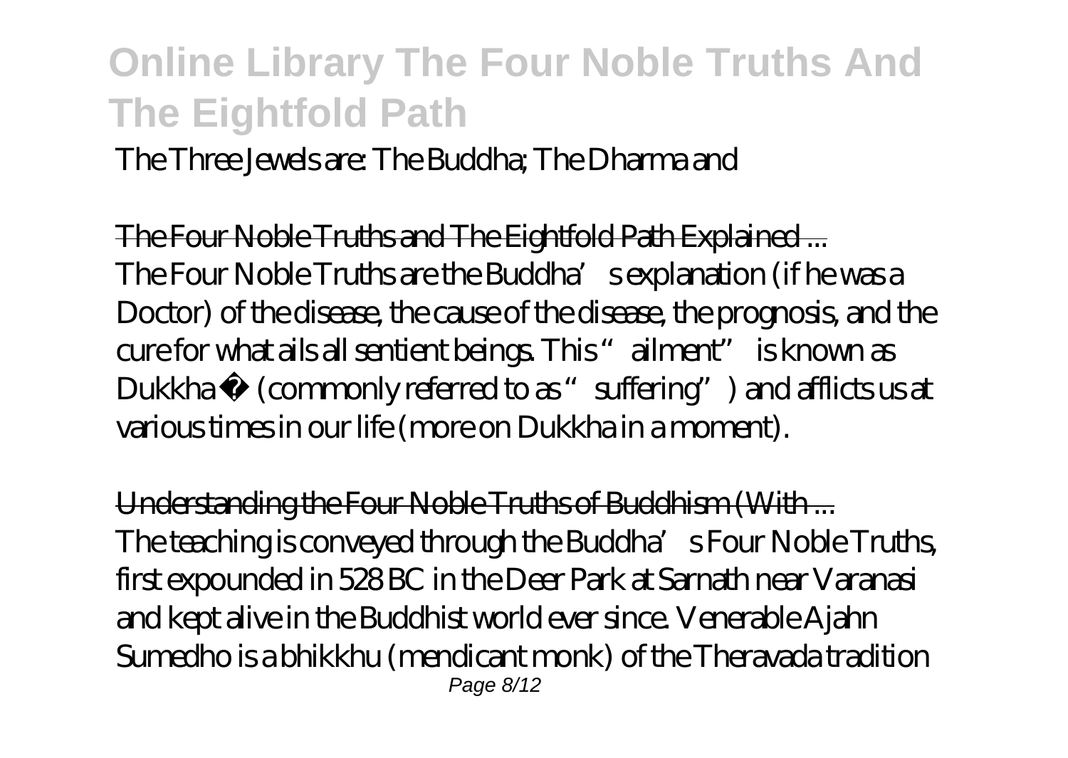The Three Jewels are: The Buddha; The Dharma and

~~The Four Noble Truths and The Eightfold Path Explained ...~~

The Four Noble Truths are the Buddha's explanation (if he was a Doctor) of the disease, the cause of the disease, the prognosis, and the cure for what ails all sentient beings. This "ailment" is known as Dukkha  (commonly referred to as "suffering") and afflicts us at various times in our life (more on Dukkha in a moment).

~~Understanding the Four Noble Truths of Buddhism (With ...~~

The teaching is conveyed through the Buddha's Four Noble Truths, first expounded in 528 BC in the Deer Park at Sarnath near Varanasi and kept alive in the Buddhist world ever since. Venerable Ajahn Sumedho is a bhikkhu (mendicant monk) of the Theravada tradition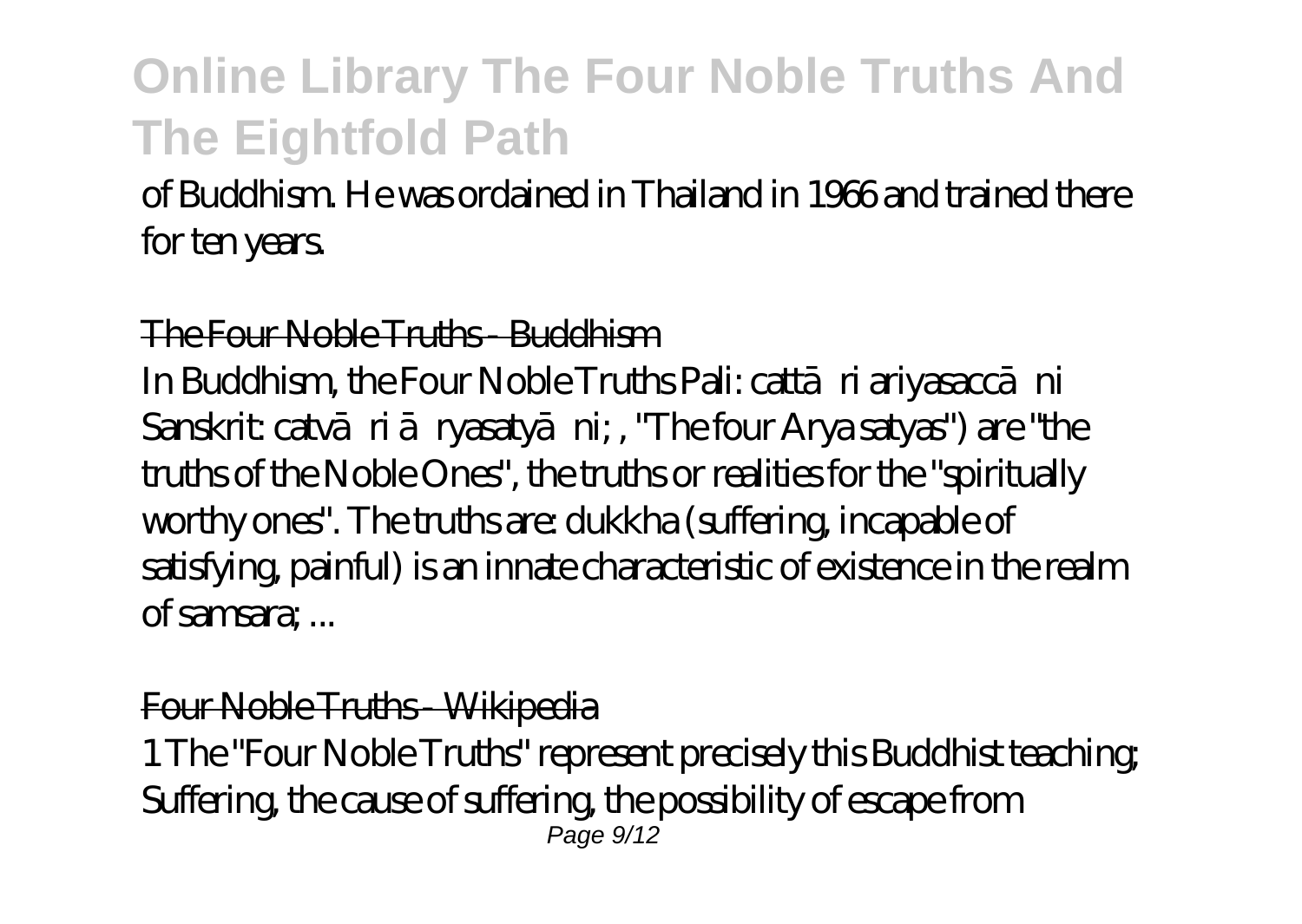of Buddhism. He was ordained in Thailand in 1966 and trained there for ten years.

## The Four Noble Truths - Buddhism

In Buddhism, the Four Noble Truths Pali: cattāri ariyasaccāni Sanskrit: catvāri āryasatyāni; , "The four Arya satyas") are "the truths of the Noble Ones", the truths or realities for the "spiritually worthy ones". The truths are: dukkha (suffering, incapable of satisfying, painful) is an innate characteristic of existence in the realm of samsara; ...

## Four Noble Truths - Wikipedia

1 The "Four Noble Truths" represent precisely this Buddhist teaching; Suffering, the cause of suffering, the possibility of escape from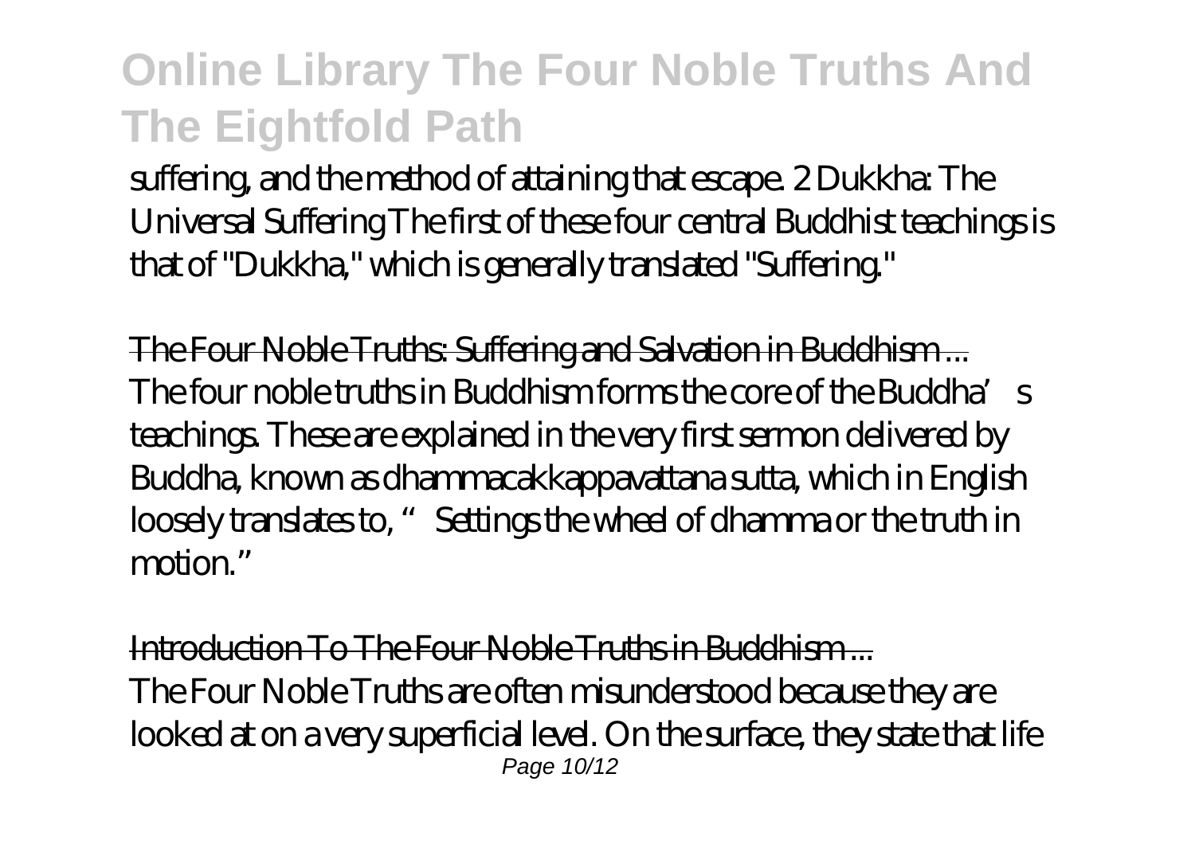suffering, and the method of attaining that escape. 2 Dukkha: The Universal Suffering The first of these four central Buddhist teachings is that of "Dukkha," which is generally translated "Suffering."

The Four Noble Truths: Suffering and Salvation in Buddhism ...

The four noble truths in Buddhism forms the core of the Buddha's teachings. These are explained in the very first sermon delivered by Buddha, known as dhammacakkappavattana sutta, which in English loosely translates to, "Settings the wheel of dhamma or the truth in motion."

Introduction To The Four Noble Truths in Buddhism ...

The Four Noble Truths are often misunderstood because they are looked at on a very superficial level. On the surface, they state that life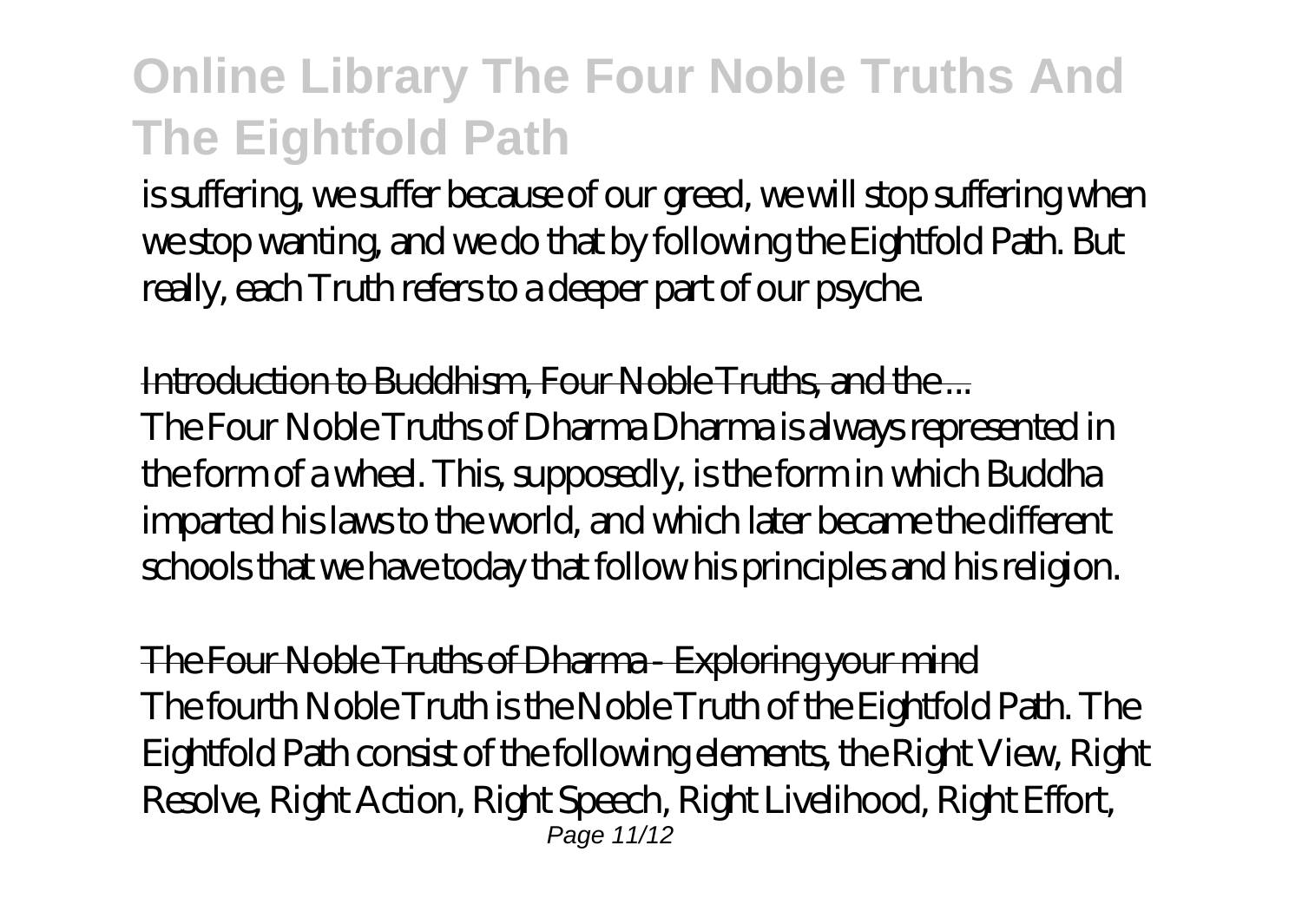is suffering, we suffer because of our greed, we will stop suffering when we stop wanting, and we do that by following the Eightfold Path. But really, each Truth refers to a deeper part of our psyche.

Introduction to Buddhism, Four Noble Truths, and the ...

The Four Noble Truths of Dharma Dharma is always represented in the form of a wheel. This, supposedly, is the form in which Buddha imparted his laws to the world, and which later became the different schools that we have today that follow his principles and his religion.

The Four Noble Truths of Dharma - Exploring your mind

The fourth Noble Truth is the Noble Truth of the Eightfold Path. The Eightfold Path consist of the following elements, the Right View, Right Resolve, Right Action, Right Speech, Right Livelihood, Right Effort,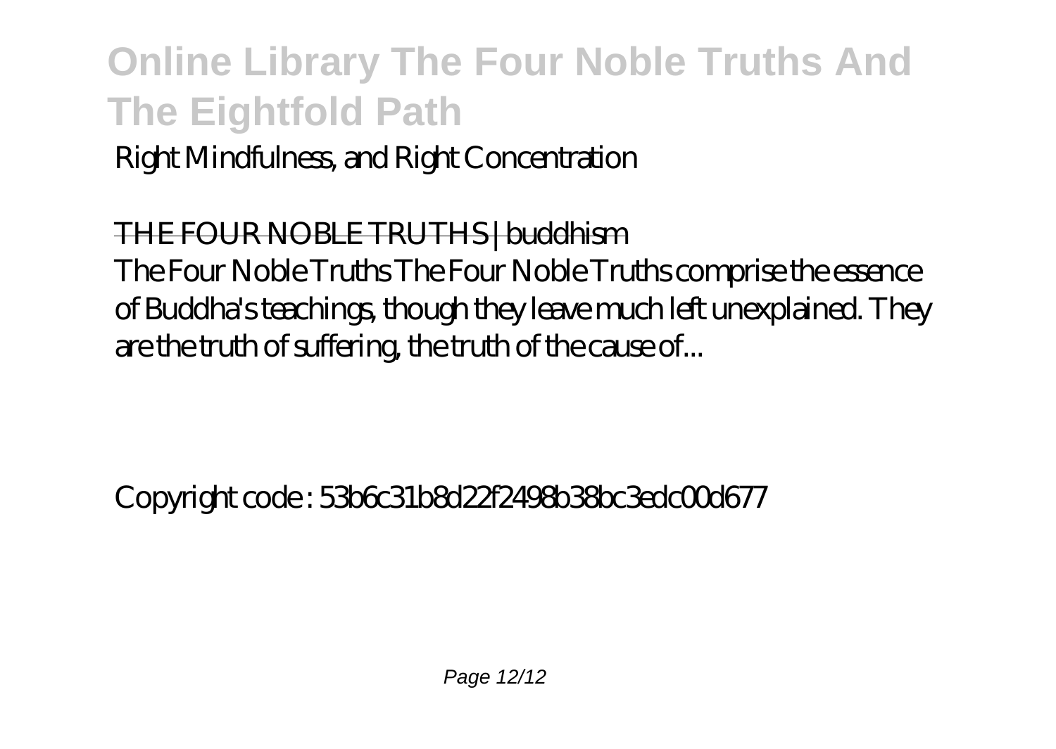Right Mindfulness, and Right Concentration

THE FOUR NOBLE TRUTHS | buddhism

The Four Noble Truths The Four Noble Truths comprise the essence of Buddha's teachings, though they leave much left unexplained. They are the truth of suffering, the truth of the cause of...

Copyright code : 53b6c31b8d22f2498b38bc3edc00d677